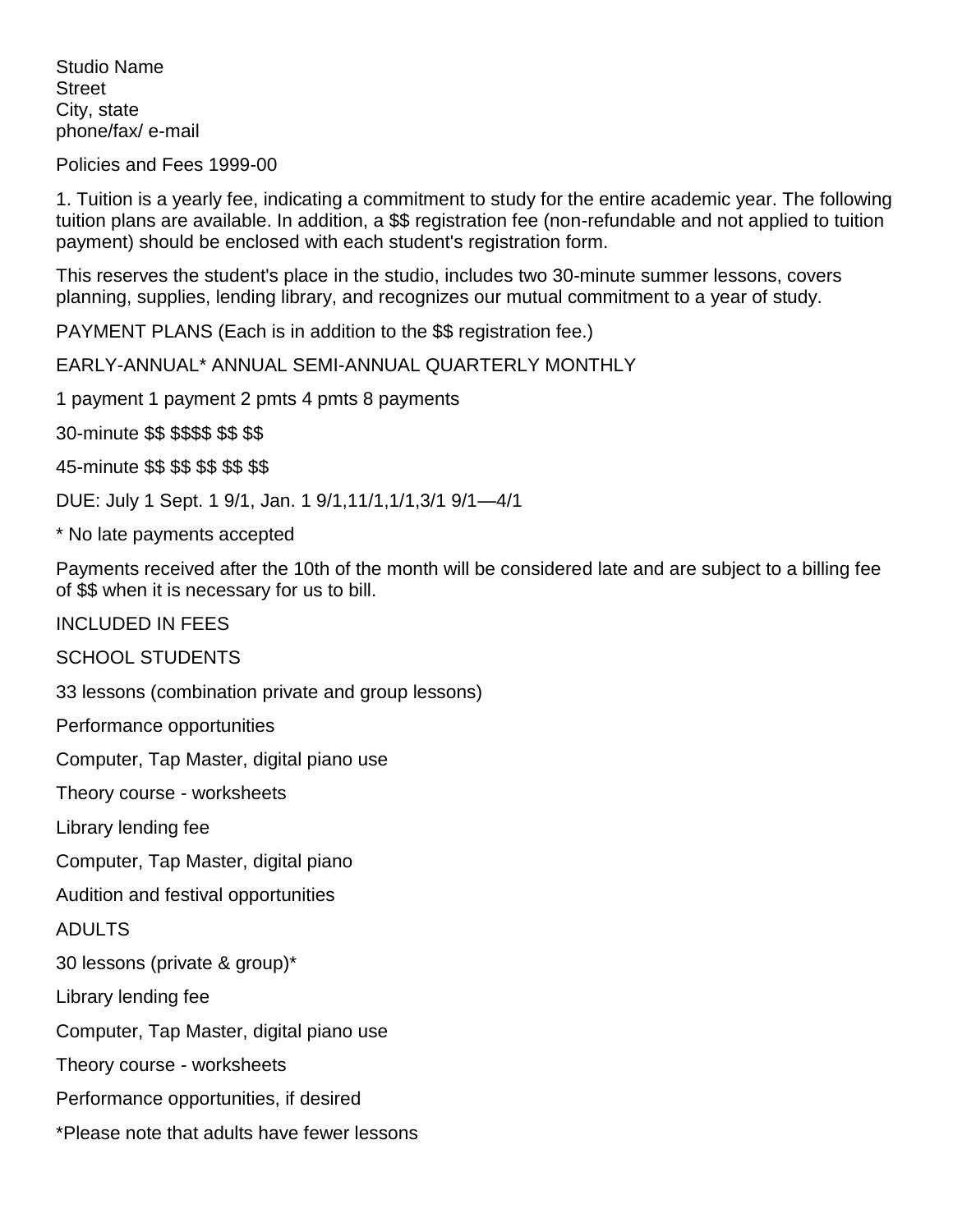Studio Name
Street
City, state
phone/fax/ e-mail

Policies and Fees 1999-00

1. Tuition is a yearly fee, indicating a commitment to study for the entire academic year. The following tuition plans are available. In addition, a $$ registration fee (non-refundable and not applied to tuition payment) should be enclosed with each student's registration form.

This reserves the student's place in the studio, includes two 30-minute summer lessons, covers planning, supplies, lending library, and recognizes our mutual commitment to a year of study.

PAYMENT PLANS (Each is in addition to the $$ registration fee.)

EARLY-ANNUAL* ANNUAL SEMI-ANNUAL QUARTERLY MONTHLY

1 payment 1 payment 2 pmts 4 pmts 8 payments

30-minute $$ $$$$ $$ $$

45-minute $$ $$ $$ $$ $$

DUE: July 1 Sept. 1 9/1, Jan. 1 9/1,11/1,1/1,3/1 9/1—4/1

* No late payments accepted

Payments received after the 10th of the month will be considered late and are subject to a billing fee of $$ when it is necessary for us to bill.

INCLUDED IN FEES

SCHOOL STUDENTS

33 lessons (combination private and group lessons)

Performance opportunities

Computer, Tap Master, digital piano use

Theory course - worksheets

Library lending fee

Computer, Tap Master, digital piano

Audition and festival opportunities

ADULTS

30 lessons (private & group)*

Library lending fee

Computer, Tap Master, digital piano use

Theory course - worksheets

Performance opportunities, if desired

*Please note that adults have fewer lessons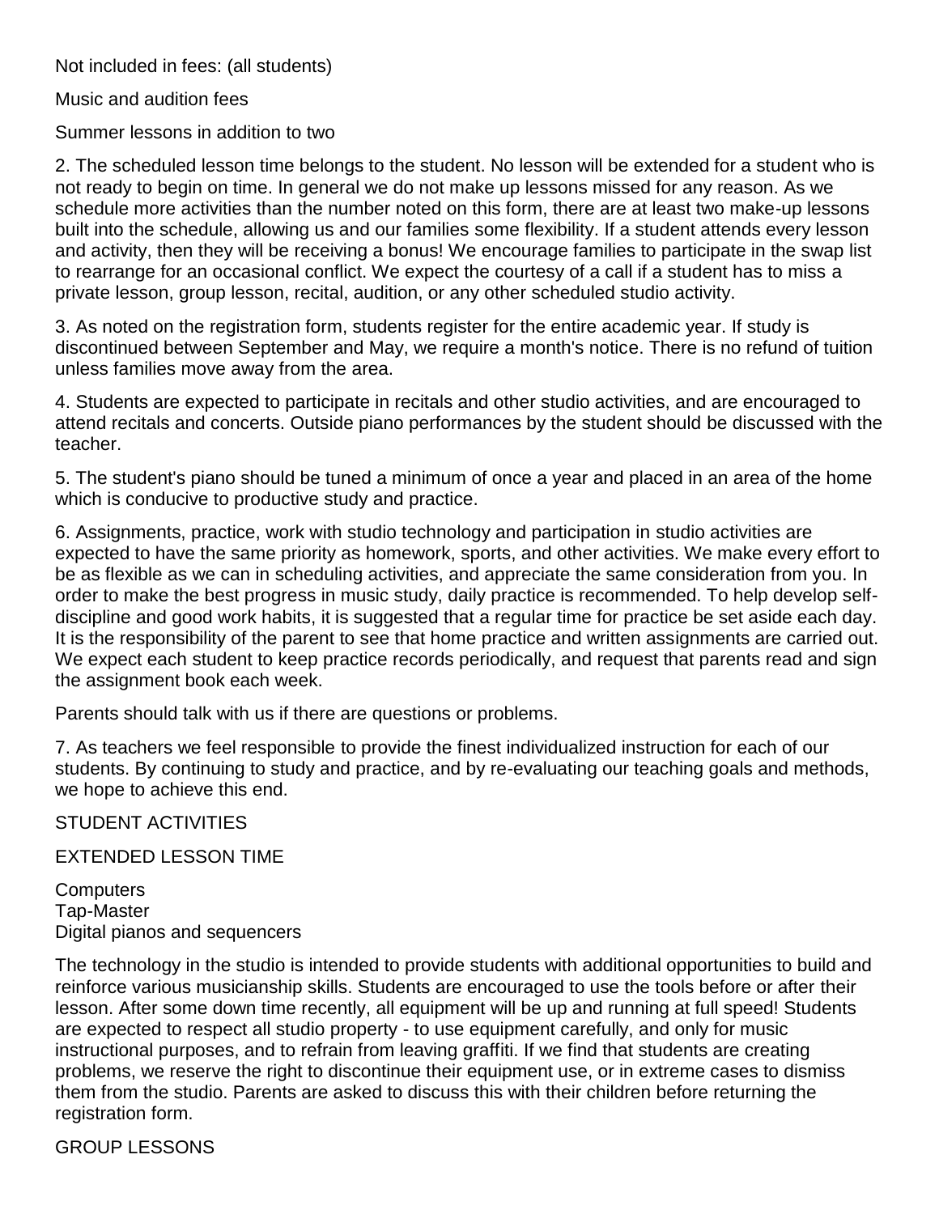Not included in fees: (all students)

Music and audition fees

Summer lessons in addition to two

2. The scheduled lesson time belongs to the student. No lesson will be extended for a student who is not ready to begin on time. In general we do not make up lessons missed for any reason. As we schedule more activities than the number noted on this form, there are at least two make-up lessons built into the schedule, allowing us and our families some flexibility. If a student attends every lesson and activity, then they will be receiving a bonus! We encourage families to participate in the swap list to rearrange for an occasional conflict. We expect the courtesy of a call if a student has to miss a private lesson, group lesson, recital, audition, or any other scheduled studio activity.

3. As noted on the registration form, students register for the entire academic year. If study is discontinued between September and May, we require a month's notice. There is no refund of tuition unless families move away from the area.

4. Students are expected to participate in recitals and other studio activities, and are encouraged to attend recitals and concerts. Outside piano performances by the student should be discussed with the teacher.

5. The student's piano should be tuned a minimum of once a year and placed in an area of the home which is conducive to productive study and practice.

6. Assignments, practice, work with studio technology and participation in studio activities are expected to have the same priority as homework, sports, and other activities. We make every effort to be as flexible as we can in scheduling activities, and appreciate the same consideration from you. In order to make the best progress in music study, daily practice is recommended. To help develop self-discipline and good work habits, it is suggested that a regular time for practice be set aside each day. It is the responsibility of the parent to see that home practice and written assignments are carried out. We expect each student to keep practice records periodically, and request that parents read and sign the assignment book each week.

Parents should talk with us if there are questions or problems.

7. As teachers we feel responsible to provide the finest individualized instruction for each of our students. By continuing to study and practice, and by re-evaluating our teaching goals and methods, we hope to achieve this end.

## STUDENT ACTIVITIES

### EXTENDED LESSON TIME

Computers
Tap-Master
Digital pianos and sequencers

The technology in the studio is intended to provide students with additional opportunities to build and reinforce various musicianship skills. Students are encouraged to use the tools before or after their lesson. After some down time recently, all equipment will be up and running at full speed! Students are expected to respect all studio property - to use equipment carefully, and only for music instructional purposes, and to refrain from leaving graffiti. If we find that students are creating problems, we reserve the right to discontinue their equipment use, or in extreme cases to dismiss them from the studio. Parents are asked to discuss this with their children before returning the registration form.

### GROUP LESSONS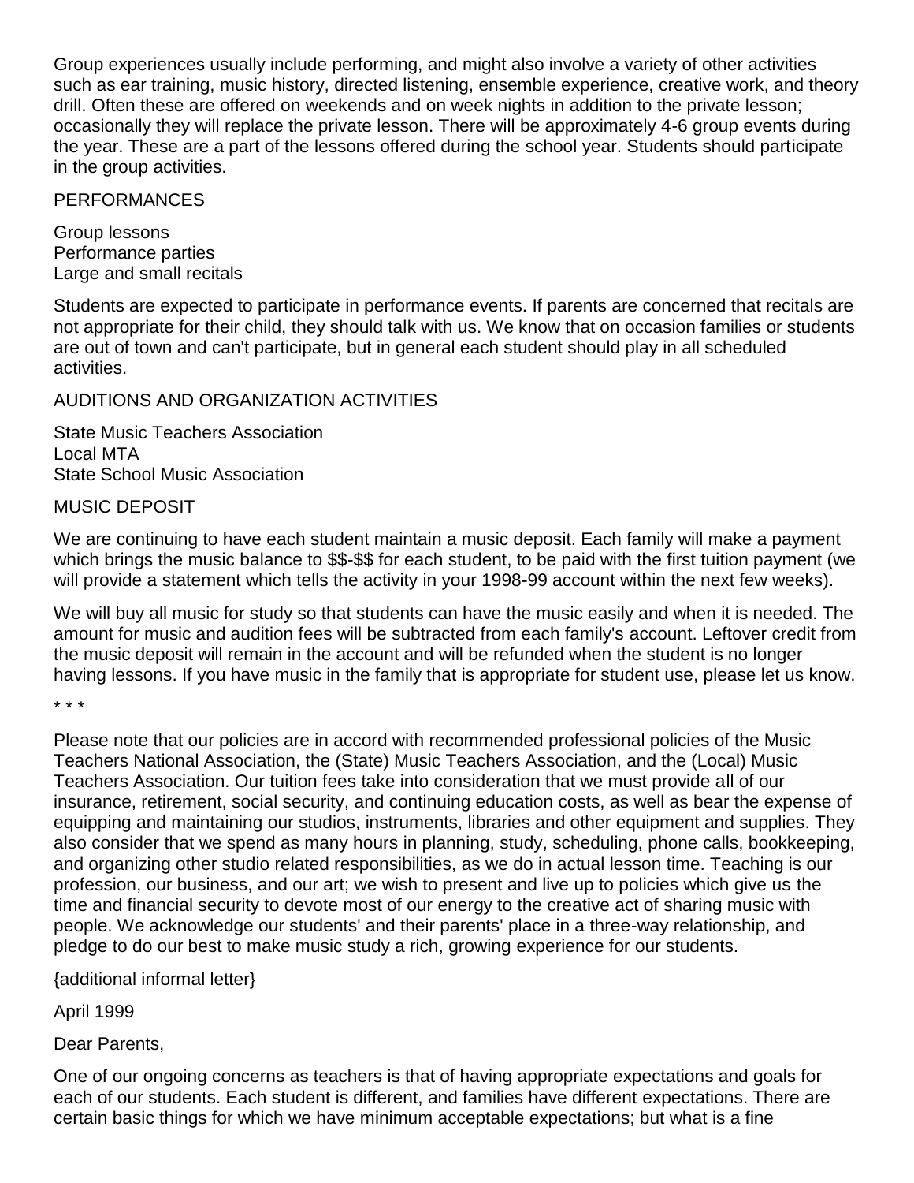Group experiences usually include performing, and might also involve a variety of other activities such as ear training, music history, directed listening, ensemble experience, creative work, and theory drill. Often these are offered on weekends and on week nights in addition to the private lesson; occasionally they will replace the private lesson. There will be approximately 4-6 group events during the year. These are a part of the lessons offered during the school year. Students should participate in the group activities.

PERFORMANCES

Group lessons
Performance parties
Large and small recitals

Students are expected to participate in performance events. If parents are concerned that recitals are not appropriate for their child, they should talk with us. We know that on occasion families or students are out of town and can't participate, but in general each student should play in all scheduled activities.

AUDITIONS AND ORGANIZATION ACTIVITIES

State Music Teachers Association
Local MTA
State School Music Association

MUSIC DEPOSIT

We are continuing to have each student maintain a music deposit. Each family will make a payment which brings the music balance to $$-$$ for each student, to be paid with the first tuition payment (we will provide a statement which tells the activity in your 1998-99 account within the next few weeks).

We will buy all music for study so that students can have the music easily and when it is needed. The amount for music and audition fees will be subtracted from each family's account. Leftover credit from the music deposit will remain in the account and will be refunded when the student is no longer having lessons. If you have music in the family that is appropriate for student use, please let us know.

\* \* \*

Please note that our policies are in accord with recommended professional policies of the Music Teachers National Association, the (State) Music Teachers Association, and the (Local) Music Teachers Association. Our tuition fees take into consideration that we must provide all of our insurance, retirement, social security, and continuing education costs, as well as bear the expense of equipping and maintaining our studios, instruments, libraries and other equipment and supplies. They also consider that we spend as many hours in planning, study, scheduling, phone calls, bookkeeping, and organizing other studio related responsibilities, as we do in actual lesson time. Teaching is our profession, our business, and our art; we wish to present and live up to policies which give us the time and financial security to devote most of our energy to the creative act of sharing music with people. We acknowledge our students' and their parents' place in a three-way relationship, and pledge to do our best to make music study a rich, growing experience for our students.

{additional informal letter}

April 1999

Dear Parents,

One of our ongoing concerns as teachers is that of having appropriate expectations and goals for each of our students. Each student is different, and families have different expectations. There are certain basic things for which we have minimum acceptable expectations; but what is a fine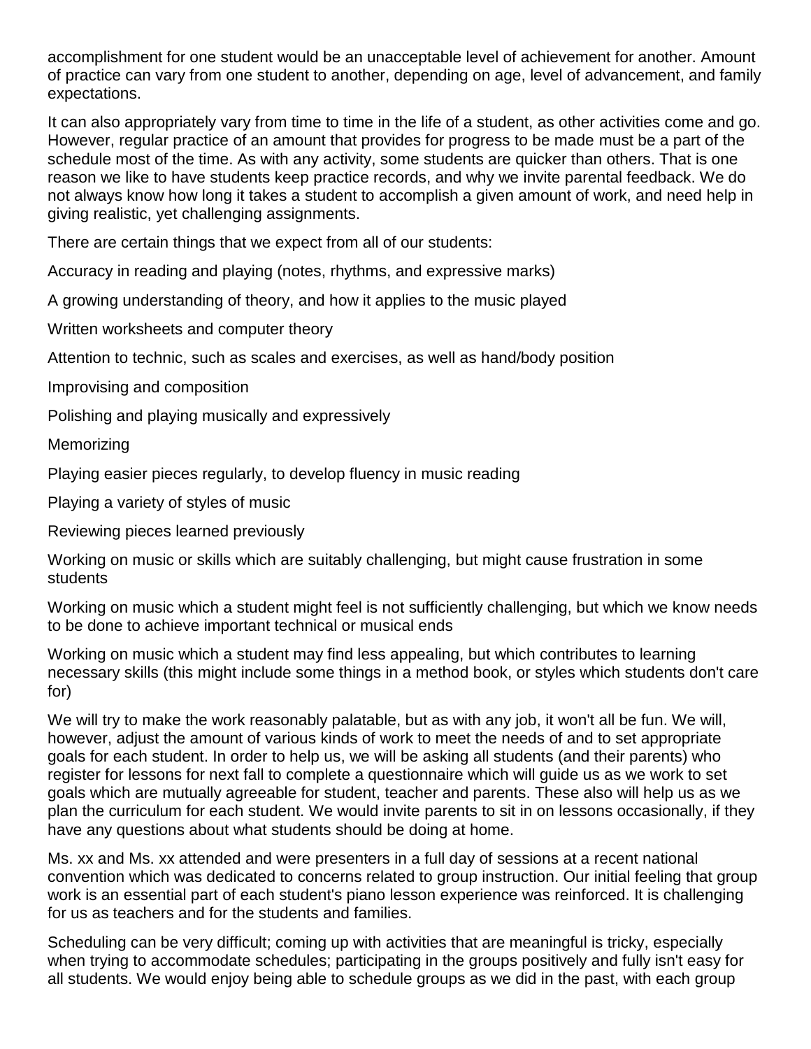accomplishment for one student would be an unacceptable level of achievement for another. Amount of practice can vary from one student to another, depending on age, level of advancement, and family expectations.

It can also appropriately vary from time to time in the life of a student, as other activities come and go. However, regular practice of an amount that provides for progress to be made must be a part of the schedule most of the time. As with any activity, some students are quicker than others. That is one reason we like to have students keep practice records, and why we invite parental feedback. We do not always know how long it takes a student to accomplish a given amount of work, and need help in giving realistic, yet challenging assignments.

There are certain things that we expect from all of our students:

Accuracy in reading and playing (notes, rhythms, and expressive marks)

A growing understanding of theory, and how it applies to the music played

Written worksheets and computer theory

Attention to technic, such as scales and exercises, as well as hand/body position

Improvising and composition

Polishing and playing musically and expressively

Memorizing

Playing easier pieces regularly, to develop fluency in music reading

Playing a variety of styles of music

Reviewing pieces learned previously

Working on music or skills which are suitably challenging, but might cause frustration in some students

Working on music which a student might feel is not sufficiently challenging, but which we know needs to be done to achieve important technical or musical ends

Working on music which a student may find less appealing, but which contributes to learning necessary skills (this might include some things in a method book, or styles which students don't care for)

We will try to make the work reasonably palatable, but as with any job, it won't all be fun. We will, however, adjust the amount of various kinds of work to meet the needs of and to set appropriate goals for each student. In order to help us, we will be asking all students (and their parents) who register for lessons for next fall to complete a questionnaire which will guide us as we work to set goals which are mutually agreeable for student, teacher and parents. These also will help us as we plan the curriculum for each student. We would invite parents to sit in on lessons occasionally, if they have any questions about what students should be doing at home.

Ms. xx and Ms. xx attended and were presenters in a full day of sessions at a recent national convention which was dedicated to concerns related to group instruction. Our initial feeling that group work is an essential part of each student's piano lesson experience was reinforced. It is challenging for us as teachers and for the students and families.

Scheduling can be very difficult; coming up with activities that are meaningful is tricky, especially when trying to accommodate schedules; participating in the groups positively and fully isn't easy for all students. We would enjoy being able to schedule groups as we did in the past, with each group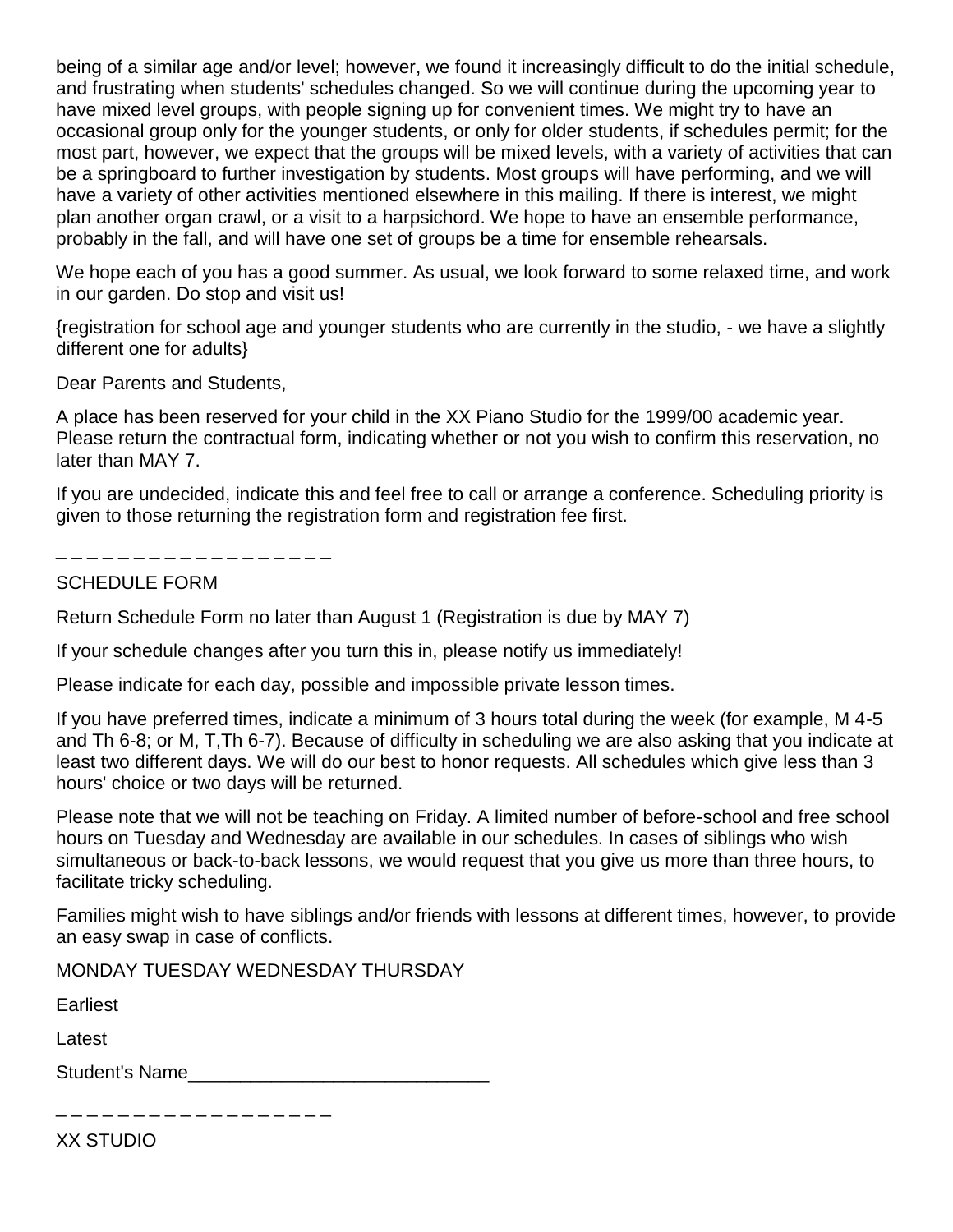being of a similar age and/or level; however, we found it increasingly difficult to do the initial schedule, and frustrating when students' schedules changed. So we will continue during the upcoming year to have mixed level groups, with people signing up for convenient times. We might try to have an occasional group only for the younger students, or only for older students, if schedules permit; for the most part, however, we expect that the groups will be mixed levels, with a variety of activities that can be a springboard to further investigation by students. Most groups will have performing, and we will have a variety of other activities mentioned elsewhere in this mailing. If there is interest, we might plan another organ crawl, or a visit to a harpsichord. We hope to have an ensemble performance, probably in the fall, and will have one set of groups be a time for ensemble rehearsals.

We hope each of you has a good summer. As usual, we look forward to some relaxed time, and work in our garden. Do stop and visit us!

{registration for school age and younger students who are currently in the studio, - we have a slightly different one for adults}

Dear Parents and Students,

A place has been reserved for your child in the XX Piano Studio for the 1999/00 academic year. Please return the contractual form, indicating whether or not you wish to confirm this reservation, no later than MAY 7.

If you are undecided, indicate this and feel free to call or arrange a conference. Scheduling priority is given to those returning the registration form and registration fee first.

_ _ _ _ _ _ _ _ _ _ _ _ _ _ _ _ _ _

SCHEDULE FORM

Return Schedule Form no later than August 1 (Registration is due by MAY 7)

If your schedule changes after you turn this in, please notify us immediately!

Please indicate for each day, possible and impossible private lesson times.

If you have preferred times, indicate a minimum of 3 hours total during the week (for example, M 4-5 and Th 6-8; or M, T,Th 6-7). Because of difficulty in scheduling we are also asking that you indicate at least two different days. We will do our best to honor requests. All schedules which give less than 3 hours' choice or two days will be returned.

Please note that we will not be teaching on Friday. A limited number of before-school and free school hours on Tuesday and Wednesday are available in our schedules. In cases of siblings who wish simultaneous or back-to-back lessons, we would request that you give us more than three hours, to facilitate tricky scheduling.

Families might wish to have siblings and/or friends with lessons at different times, however, to provide an easy swap in case of conflicts.

MONDAY TUESDAY WEDNESDAY THURSDAY

Earliest

Latest

Student's Name_____________________________

_ _ _ _ _ _ _ _ _ _ _ _ _ _ _ _ _ _

XX STUDIO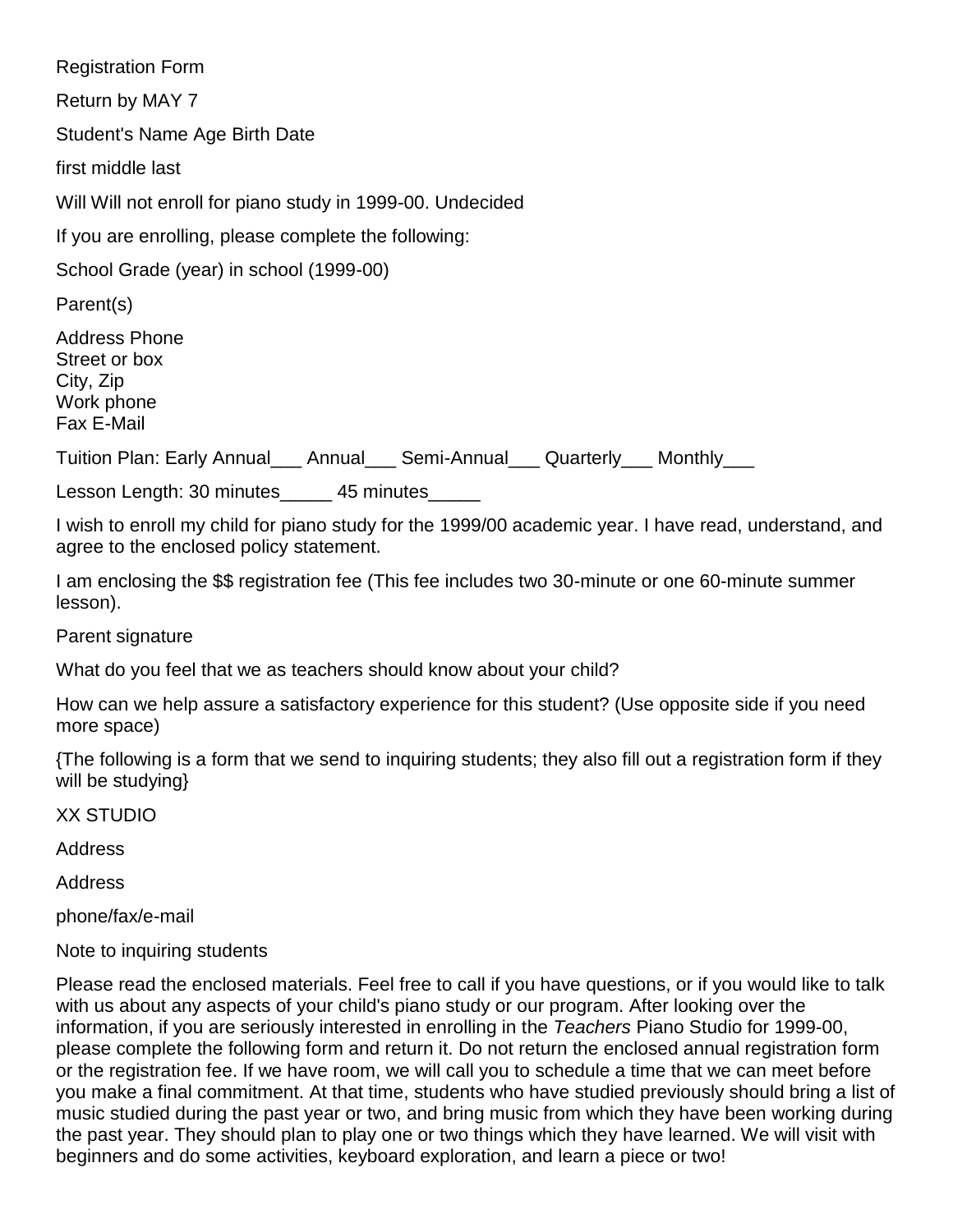Registration Form

Return by MAY 7

Student's Name Age Birth Date

first middle last

Will Will not enroll for piano study in 1999-00. Undecided

If you are enrolling, please complete the following:

School Grade (year) in school (1999-00)

Parent(s)

Address Phone
Street or box
City, Zip
Work phone
Fax E-Mail

Tuition Plan: Early Annual___ Annual___ Semi-Annual___ Quarterly___ Monthly___

Lesson Length: 30 minutes_____ 45 minutes_____

I wish to enroll my child for piano study for the 1999/00 academic year. I have read, understand, and agree to the enclosed policy statement.

I am enclosing the $$ registration fee (This fee includes two 30-minute or one 60-minute summer lesson).

Parent signature

What do you feel that we as teachers should know about your child?

How can we help assure a satisfactory experience for this student? (Use opposite side if you need more space)

{The following is a form that we send to inquiring students; they also fill out a registration form if they will be studying}

XX STUDIO

Address

Address

phone/fax/e-mail

Note to inquiring students

Please read the enclosed materials. Feel free to call if you have questions, or if you would like to talk with us about any aspects of your child's piano study or our program. After looking over the information, if you are seriously interested in enrolling in the *Teachers* Piano Studio for 1999-00, please complete the following form and return it. Do not return the enclosed annual registration form or the registration fee. If we have room, we will call you to schedule a time that we can meet before you make a final commitment. At that time, students who have studied previously should bring a list of music studied during the past year or two, and bring music from which they have been working during the past year. They should plan to play one or two things which they have learned. We will visit with beginners and do some activities, keyboard exploration, and learn a piece or two!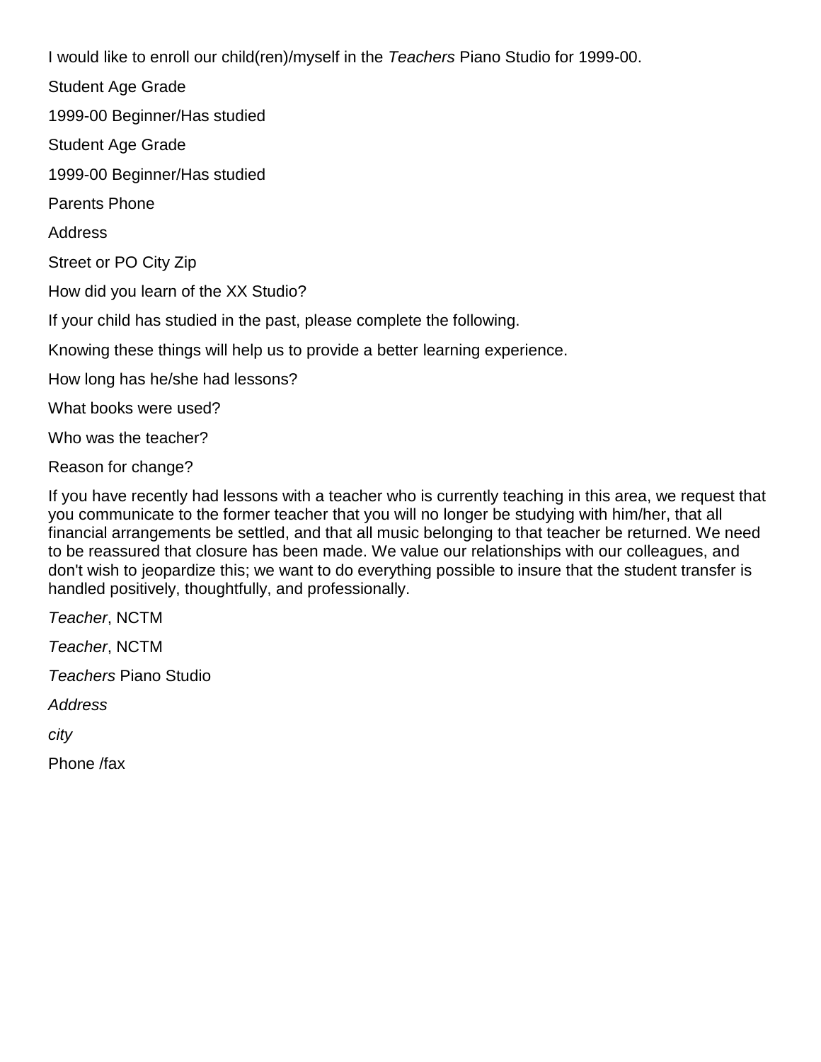I would like to enroll our child(ren)/myself in the *Teachers* Piano Studio for 1999-00.

Student Age Grade

1999-00 Beginner/Has studied

Student Age Grade

1999-00 Beginner/Has studied

Parents Phone

Address

Street or PO City Zip

How did you learn of the XX Studio?

If your child has studied in the past, please complete the following.

Knowing these things will help us to provide a better learning experience.

How long has he/she had lessons?

What books were used?

Who was the teacher?

Reason for change?

If you have recently had lessons with a teacher who is currently teaching in this area, we request that you communicate to the former teacher that you will no longer be studying with him/her, that all financial arrangements be settled, and that all music belonging to that teacher be returned. We need to be reassured that closure has been made. We value our relationships with our colleagues, and don't wish to jeopardize this; we want to do everything possible to insure that the student transfer is handled positively, thoughtfully, and professionally.

*Teacher*, NCTM

*Teacher*, NCTM

*Teachers* Piano Studio

*Address*

*city*

Phone /fax